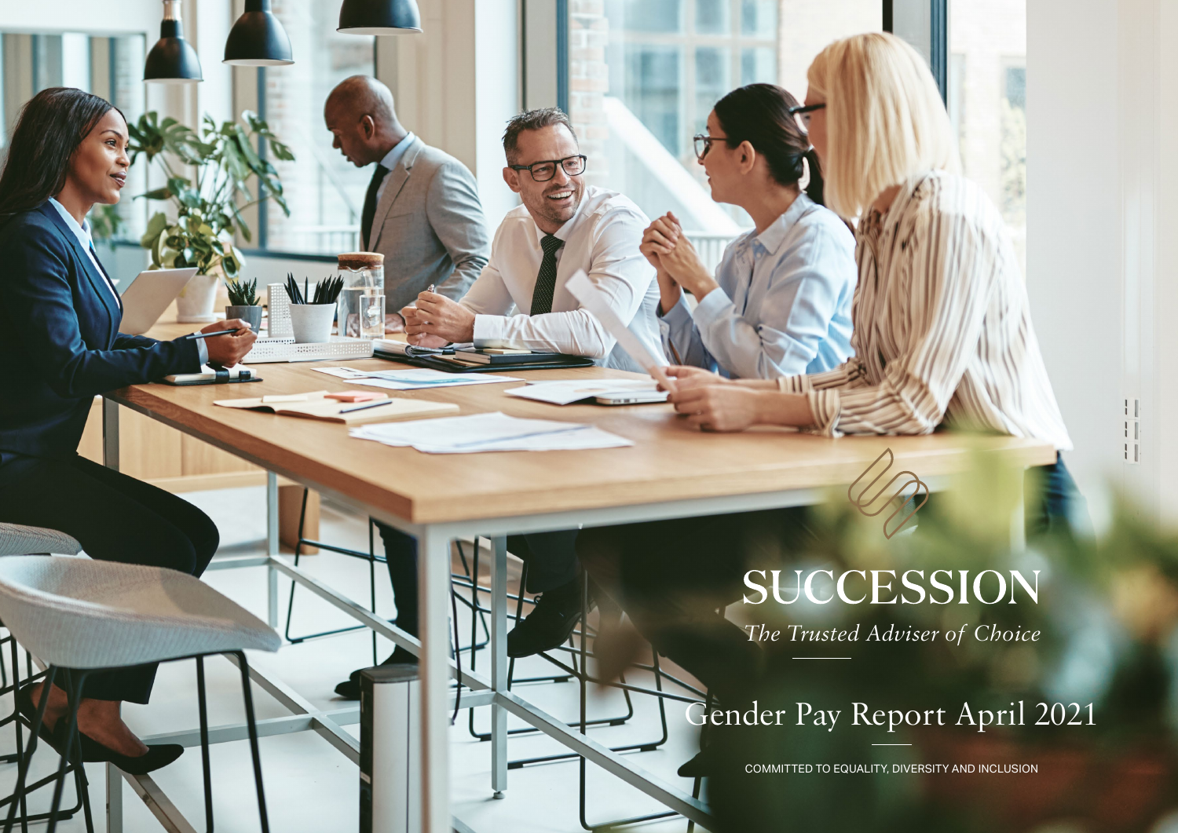# SUCCESSION

*The Trusted Adviser of Choice*

## Gender Pay Report April 2021

COMMITTED TO EQUALITY, DIVERSITY AND INCLUSION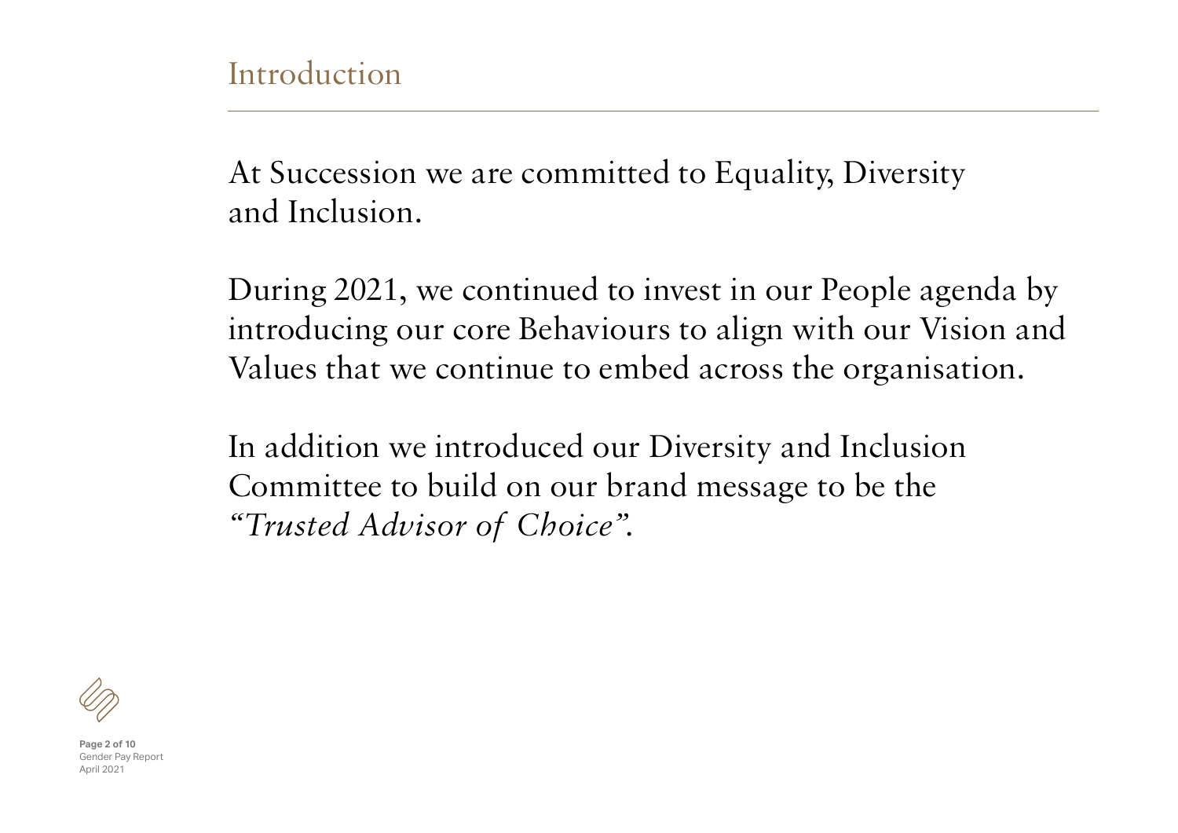# Introduction

At Succession we are committed to Equality, Diversity and Inclusion.

During 2021, we continued to invest in our People agenda by introducing our core Behaviours to align with our Vision and Values that we continue to embed across the organisation.

In addition we introduced our Diversity and Inclusion Committee to build on our brand message to be the *"Trusted Advisor of Choice"*.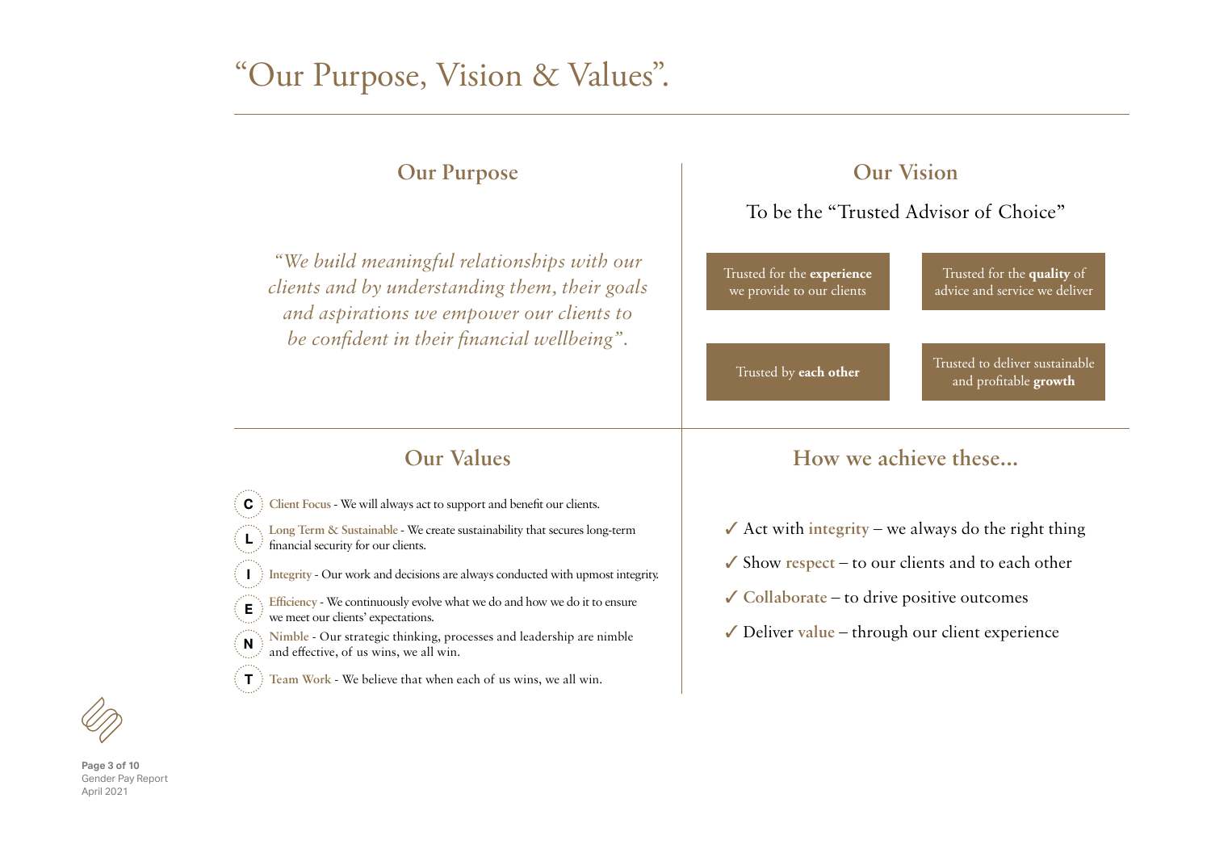# "Our Purpose, Vision & Values".

## Our Purpose

*"We build meaningful relationships with our clients and by understanding them, their goals and aspirations we empower our clients to be confident in their financial wellbeing".*

## Our Vision

To be the "Trusted Advisor of Choice"

- Trusted for the **experience** we provide to our clients
- Trusted for the **quality** of advice and service we deliver
- Trusted by **each other**
- Trusted to deliver sustainable and profitable **growth**

## Our Values

- **C** — Client Focus - We will always act to support and benefit our clients.
- **L** — Long Term & Sustainable - We create sustainability that secures long-term financial security for our clients.
- **I** — Integrity - Our work and decisions are always conducted with upmost integrity.
- **E** — Efficiency - We continuously evolve what we do and how we do it to ensure we meet our clients' expectations.
- **N** — Nimble - Our strategic thinking, processes and leadership are nimble and effective, of us wins, we all win.
- **T** — Team Work - We believe that when each of us wins, we all win.

## How we achieve these...

- ✓ Act with integrity – we always do the right thing
- ✓ Show respect – to our clients and to each other
- ✓ Collaborate – to drive positive outcomes
- ✓ Deliver value – through our client experience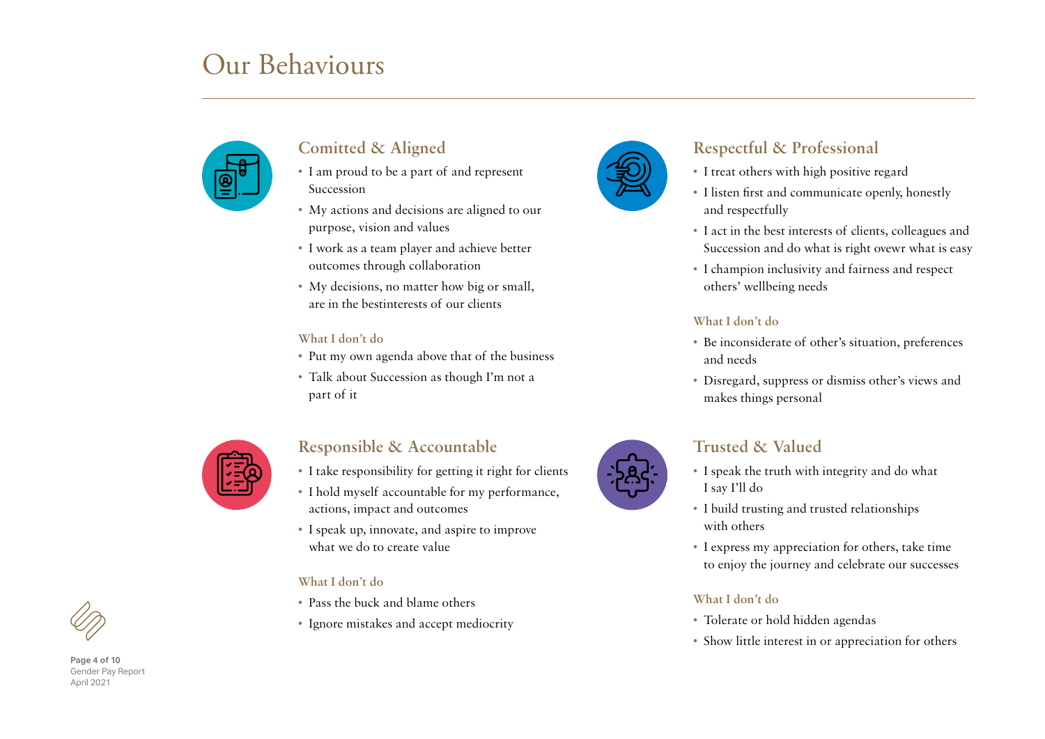# Our Behaviours

## Comitted & Aligned

- I am proud to be a part of and represent Succession
- My actions and decisions are aligned to our purpose, vision and values
- I work as a team player and achieve better outcomes through collaboration
- My decisions, no matter how big or small, are in the bestinterests of our clients

### What I don't do

- Put my own agenda above that of the business
- Talk about Succession as though I'm not a part of it

## Respectful & Professional

- I treat others with high positive regard
- I listen first and communicate openly, honestly and respectfully
- I act in the best interests of clients, colleagues and Succession and do what is right ovewr what is easy
- I champion inclusivity and fairness and respect others' wellbeing needs

### What I don't do

- Be inconsiderate of other's situation, preferences and needs
- Disregard, suppress or dismiss other's views and makes things personal

## Responsible & Accountable

- I take responsibility for getting it right for clients
- I hold myself accountable for my performance, actions, impact and outcomes
- I speak up, innovate, and aspire to improve what we do to create value

### What I don't do

- Pass the buck and blame others
- Ignore mistakes and accept mediocrity

## Trusted & Valued

- I speak the truth with integrity and do what I say I'll do
- I build trusting and trusted relationships with others
- I express my appreciation for others, take time to enjoy the journey and celebrate our successes

### What I don't do

- Tolerate or hold hidden agendas
- Show little interest in or appreciation for others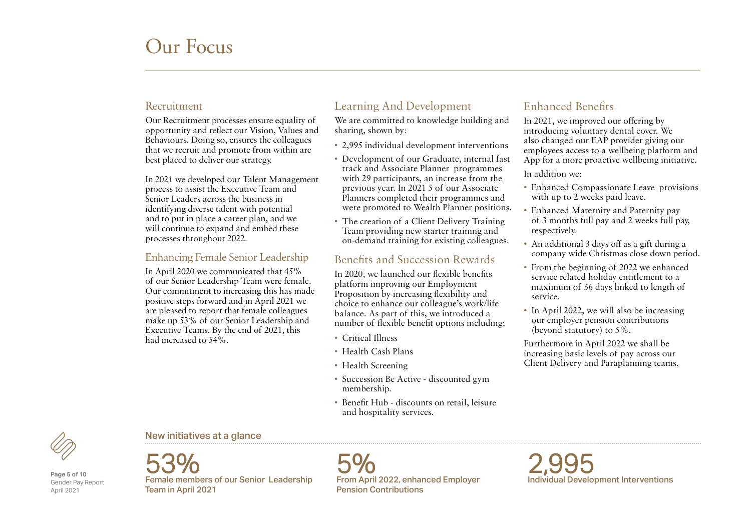# Our Focus

## Recruitment

Our Recruitment processes ensure equality of opportunity and reflect our Vision, Values and Behaviours. Doing so, ensures the colleagues that we recruit and promote from within are best placed to deliver our strategy.

In 2021 we developed our Talent Management process to assist the Executive Team and Senior Leaders across the business in identifying diverse talent with potential and to put in place a career plan, and we will continue to expand and embed these processes throughout 2022.

## Enhancing Female Senior Leadership

In April 2020 we communicated that 45% of our Senior Leadership Team were female. Our commitment to increasing this has made positive steps forward and in April 2021 we are pleased to report that female colleagues make up 53% of our Senior Leadership and Executive Teams. By the end of 2021, this had increased to 54%.

## Learning And Development

We are committed to knowledge building and sharing, shown by:

- 2,995 individual development interventions
- Development of our Graduate, internal fast track and Associate Planner programmes with 29 participants, an increase from the previous year. In 2021 5 of our Associate Planners completed their programmes and were promoted to Wealth Planner positions.
- The creation of a Client Delivery Training Team providing new starter training and on-demand training for existing colleagues.

## Benefits and Succession Rewards

In 2020, we launched our flexible benefits platform improving our Employment Proposition by increasing flexibility and choice to enhance our colleague's work/life balance. As part of this, we introduced a number of flexible benefit options including;

- Critical Illness
- Health Cash Plans
- Health Screening
- Succession Be Active - discounted gym membership.
- Benefit Hub - discounts on retail, leisure and hospitality services.

## Enhanced Benefits

In 2021, we improved our offering by introducing voluntary dental cover. We also changed our EAP provider giving our employees access to a wellbeing platform and App for a more proactive wellbeing initiative.

In addition we:

- Enhanced Compassionate Leave provisions with up to 2 weeks paid leave.
- Enhanced Maternity and Paternity pay of 3 months full pay and 2 weeks full pay, respectively.
- An additional 3 days off as a gift during a company wide Christmas close down period.
- From the beginning of 2022 we enhanced service related holiday entitlement to a maximum of 36 days linked to length of service.
- In April 2022, we will also be increasing our employer pension contributions (beyond statutory) to 5%.

Furthermore in April 2022 we shall be increasing basic levels of pay across our Client Delivery and Paraplanning teams.

### New initiatives at a glance

**53%**
Female members of our Senior Leadership Team in April 2021

**5%**
From April 2022, enhanced Employer Pension Contributions

**2,995**
Individual Development Interventions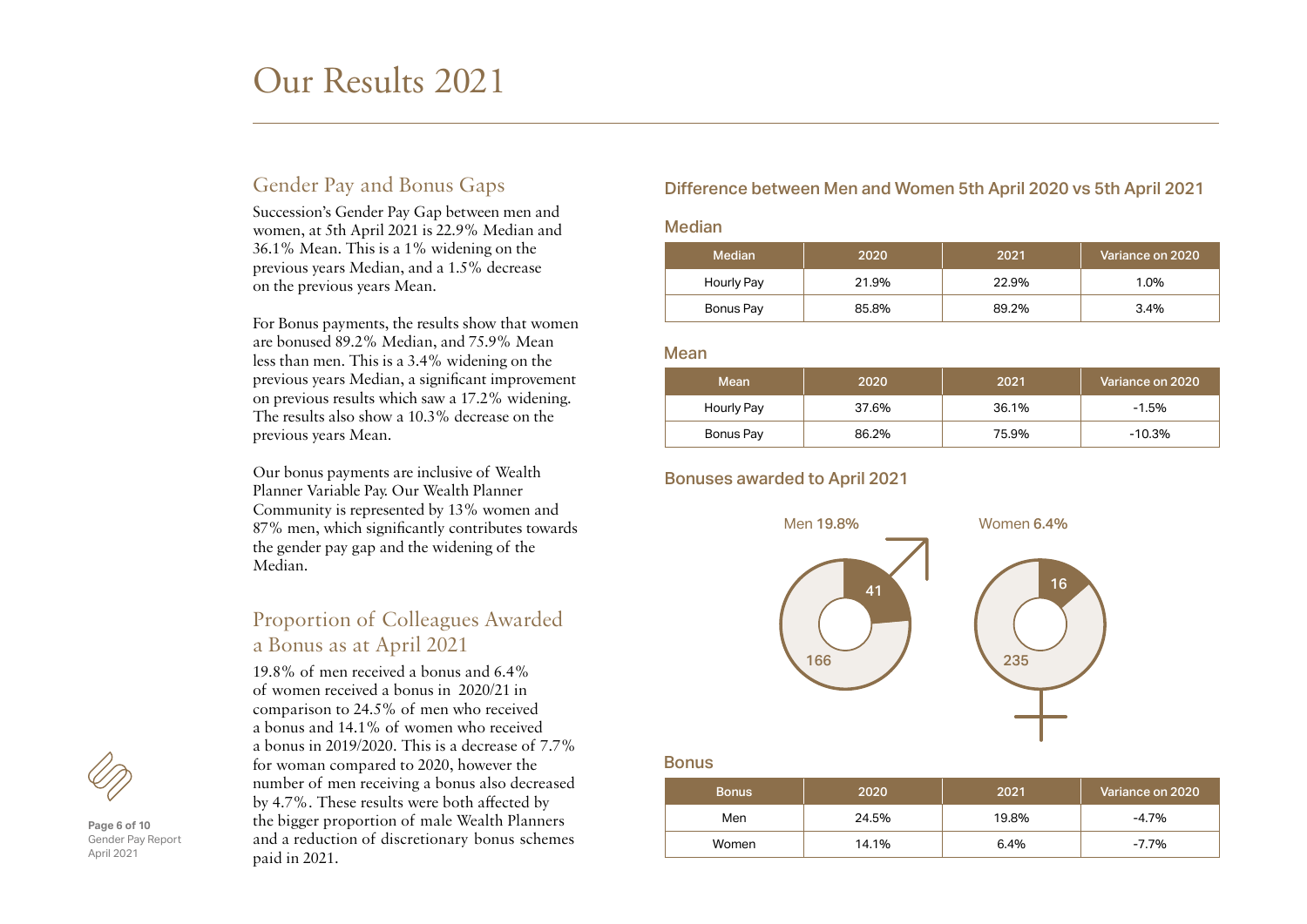# Our Results 2021

## Gender Pay and Bonus Gaps

Succession's Gender Pay Gap between men and women, at 5th April 2021 is 22.9% Median and 36.1% Mean. This is a 1% widening on the previous years Median, and a 1.5% decrease on the previous years Mean.

For Bonus payments, the results show that women are bonused 89.2% Median, and 75.9% Mean less than men. This is a 3.4% widening on the previous years Median, a significant improvement on previous results which saw a 17.2% widening. The results also show a 10.3% decrease on the previous years Mean.

Our bonus payments are inclusive of Wealth Planner Variable Pay. Our Wealth Planner Community is represented by 13% women and 87% men, which significantly contributes towards the gender pay gap and the widening of the Median.

## Proportion of Colleagues Awarded a Bonus as at April 2021

19.8% of men received a bonus and 6.4% of women received a bonus in 2020/21 in comparison to 24.5% of men who received a bonus and 14.1% of women who received a bonus in 2019/2020. This is a decrease of 7.7% for woman compared to 2020, however the number of men receiving a bonus also decreased by 4.7%. These results were both affected by the bigger proportion of male Wealth Planners and a reduction of discretionary bonus schemes paid in 2021.

### Difference between Men and Women 5th April 2020 vs 5th April 2021

#### Median

| Median | 2020 | 2021 | Variance on 2020 |
|---|---|---|---|
| Hourly Pay | 21.9% | 22.9% | 1.0% |
| Bonus Pay | 85.8% | 89.2% | 3.4% |

#### Mean

| Mean | 2020 | 2021 | Variance on 2020 |
|---|---|---|---|
| Hourly Pay | 37.6% | 36.1% | -1.5% |
| Bonus Pay | 86.2% | 75.9% | -10.3% |

### Bonuses awarded to April 2021

Men 19.8%: 41 / 166

Women 6.4%: 16 / 235

#### Bonus

| Bonus | 2020 | 2021 | Variance on 2020 |
|---|---|---|---|
| Men | 24.5% | 19.8% | -4.7% |
| Women | 14.1% | 6.4% | -7.7% |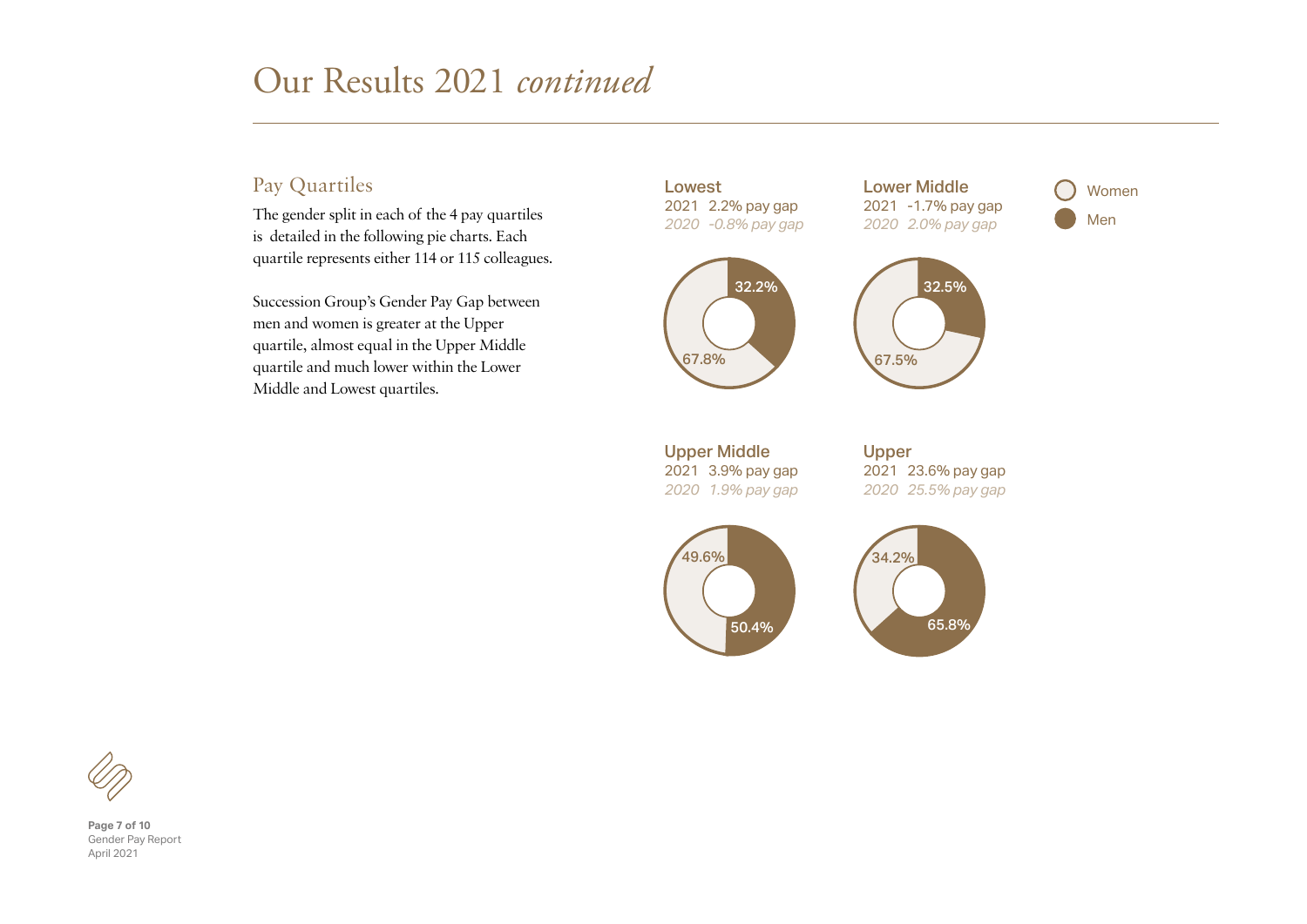# Our Results 2021 *continued*

## Pay Quartiles

The gender split in each of the 4 pay quartiles is detailed in the following pie charts. Each quartile represents either 114 or 115 colleagues.

Succession Group's Gender Pay Gap between men and women is greater at the Upper quartile, almost equal in the Upper Middle quartile and much lower within the Lower Middle and Lowest quartiles.

Women

Men

**Lowest**

2021 2.2% pay gap

*2020 -0.8% pay gap*

32.2%

67.8%

**Lower Middle**

2021 -1.7% pay gap

*2020 2.0% pay gap*

32.5%

67.5%

**Upper Middle**

2021 3.9% pay gap

*2020 1.9% pay gap*

49.6%

50.4%

**Upper**

2021 23.6% pay gap

*2020 25.5% pay gap*

34.2%

65.8%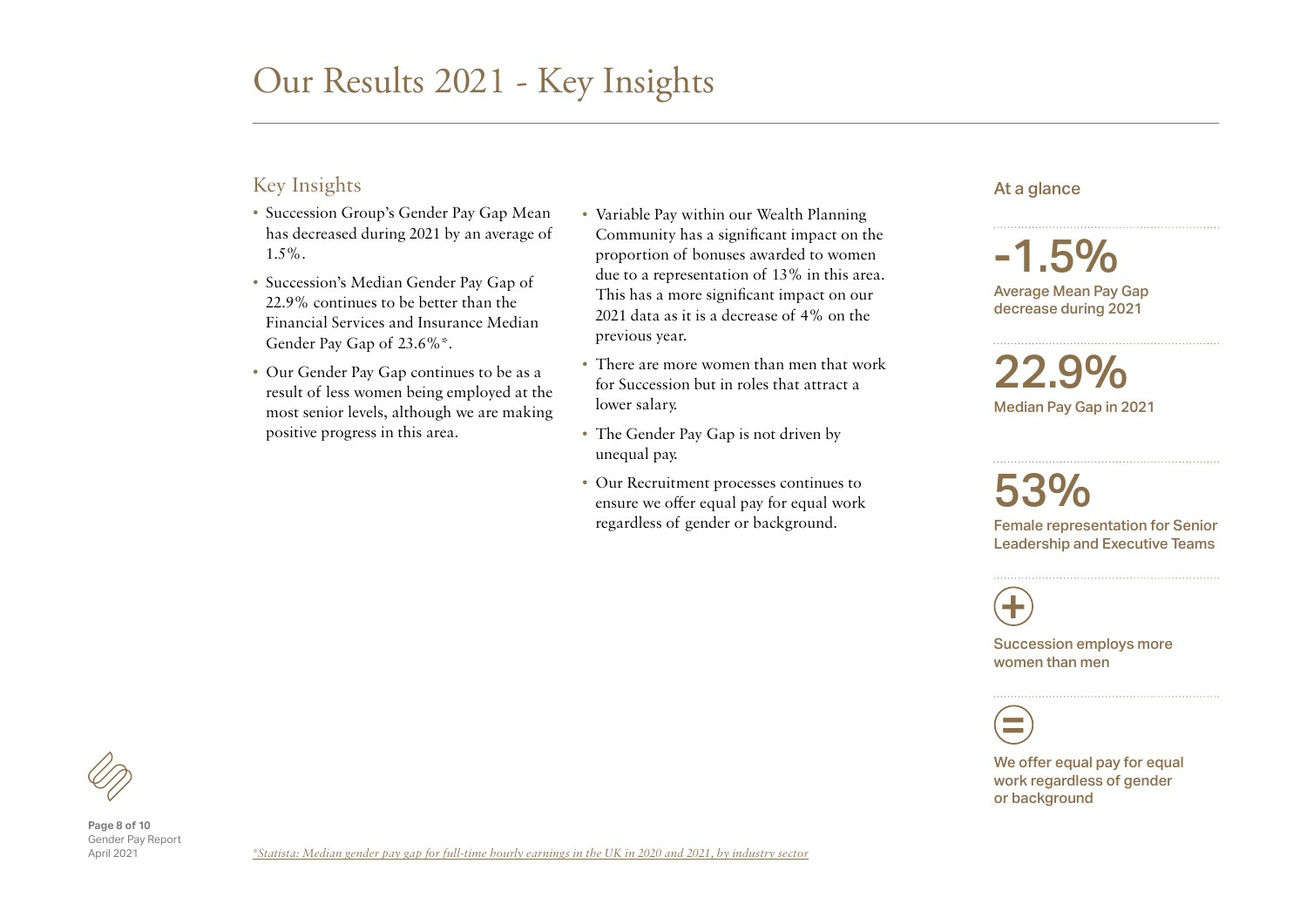# Our Results 2021 - Key Insights

## Key Insights

- Succession Group's Gender Pay Gap Mean has decreased during 2021 by an average of 1.5%.
- Succession's Median Gender Pay Gap of 22.9% continues to be better than the Financial Services and Insurance Median Gender Pay Gap of 23.6%*.
- Our Gender Pay Gap continues to be as a result of less women being employed at the most senior levels, although we are making positive progress in this area.
- Variable Pay within our Wealth Planning Community has a significant impact on the proportion of bonuses awarded to women due to a representation of 13% in this area. This has a more significant impact on our 2021 data as it is a decrease of 4% on the previous year.
- There are more women than men that work for Succession but in roles that attract a lower salary.
- The Gender Pay Gap is not driven by unequal pay.
- Our Recruitment processes continues to ensure we offer equal pay for equal work regardless of gender or background.

### At a glance

**-1.5%**
Average Mean Pay Gap decrease during 2021

**22.9%**
Median Pay Gap in 2021

**53%**
Female representation for Senior Leadership and Executive Teams

**+**
Succession employs more women than men

**=**
We offer equal pay for equal work regardless of gender or background

*\*Statista: Median gender pay gap for full-time hourly earnings in the UK in 2020 and 2021, by industry sector*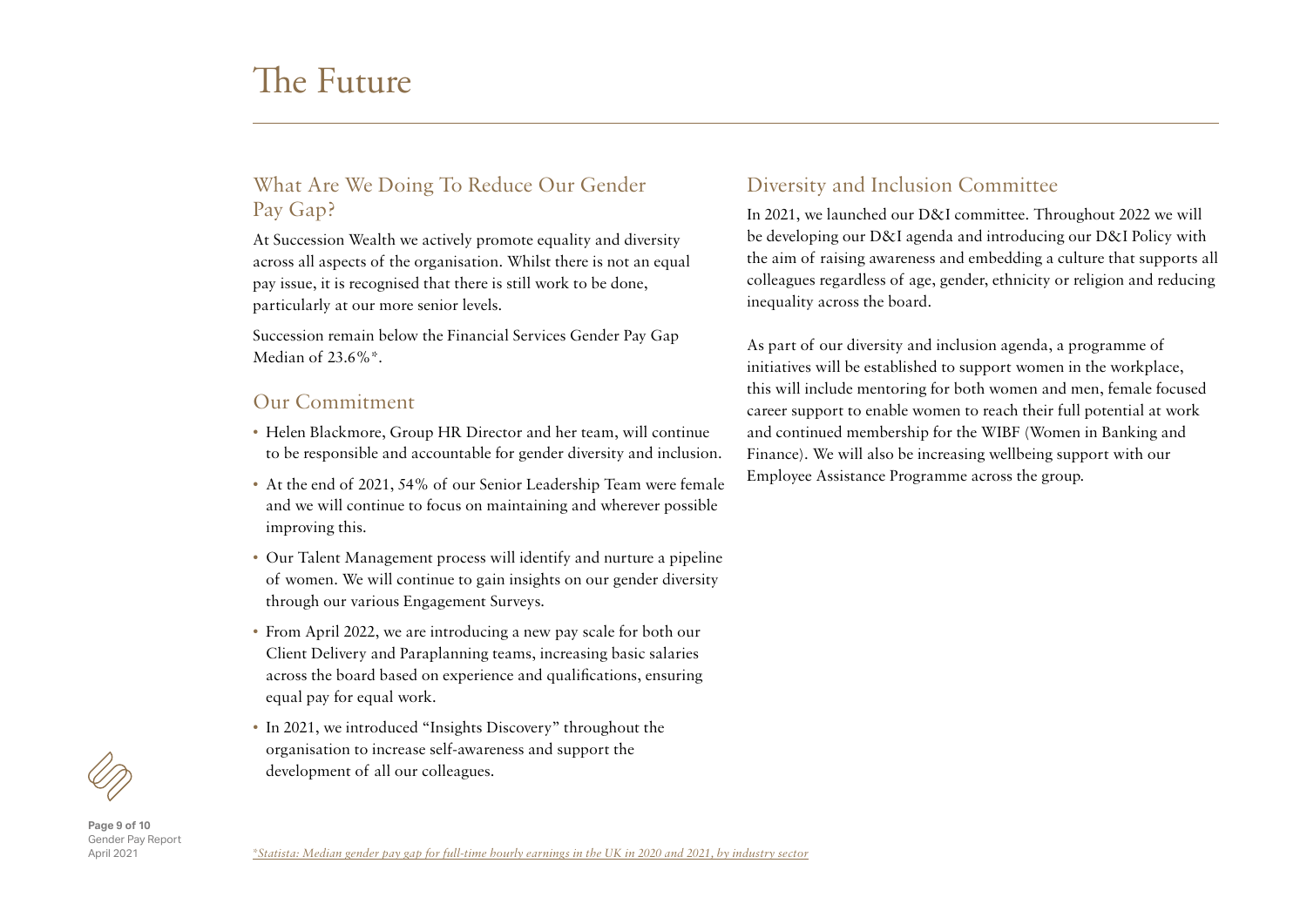# The Future

## What Are We Doing To Reduce Our Gender Pay Gap?

At Succession Wealth we actively promote equality and diversity across all aspects of the organisation. Whilst there is not an equal pay issue, it is recognised that there is still work to be done, particularly at our more senior levels.

Succession remain below the Financial Services Gender Pay Gap Median of 23.6%*.

## Our Commitment

- Helen Blackmore, Group HR Director and her team, will continue to be responsible and accountable for gender diversity and inclusion.
- At the end of 2021, 54% of our Senior Leadership Team were female and we will continue to focus on maintaining and wherever possible improving this.
- Our Talent Management process will identify and nurture a pipeline of women. We will continue to gain insights on our gender diversity through our various Engagement Surveys.
- From April 2022, we are introducing a new pay scale for both our Client Delivery and Paraplanning teams, increasing basic salaries across the board based on experience and qualifications, ensuring equal pay for equal work.
- In 2021, we introduced "Insights Discovery" throughout the organisation to increase self-awareness and support the development of all our colleagues.

## Diversity and Inclusion Committee

In 2021, we launched our D&I committee. Throughout 2022 we will be developing our D&I agenda and introducing our D&I Policy with the aim of raising awareness and embedding a culture that supports all colleagues regardless of age, gender, ethnicity or religion and reducing inequality across the board.

As part of our diversity and inclusion agenda, a programme of initiatives will be established to support women in the workplace, this will include mentoring for both women and men, female focused career support to enable women to reach their full potential at work and continued membership for the WIBF (Women in Banking and Finance). We will also be increasing wellbeing support with our Employee Assistance Programme across the group.

*\*Statista: Median gender pay gap for full-time hourly earnings in the UK in 2020 and 2021, by industry sector*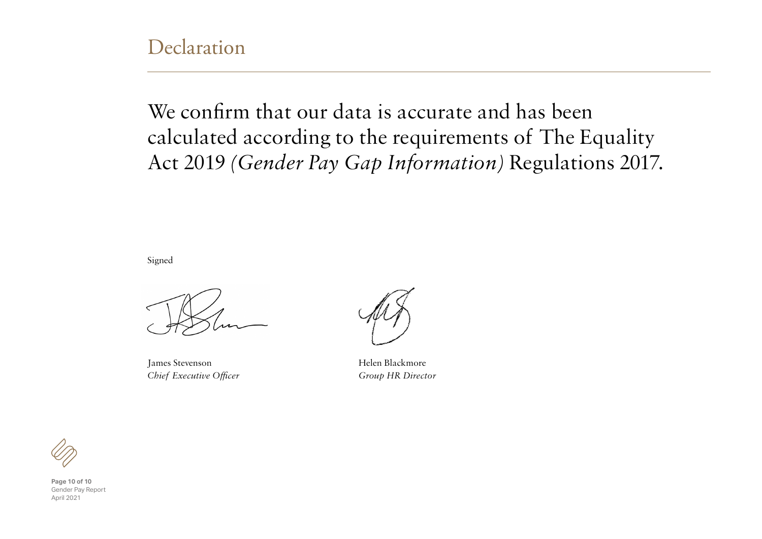# Declaration

We confirm that our data is accurate and has been calculated according to the requirements of The Equality Act 2019 *(Gender Pay Gap Information)* Regulations 2017.

Signed

James Stevenson
*Chief Executive Officer*

Helen Blackmore
*Group HR Director*